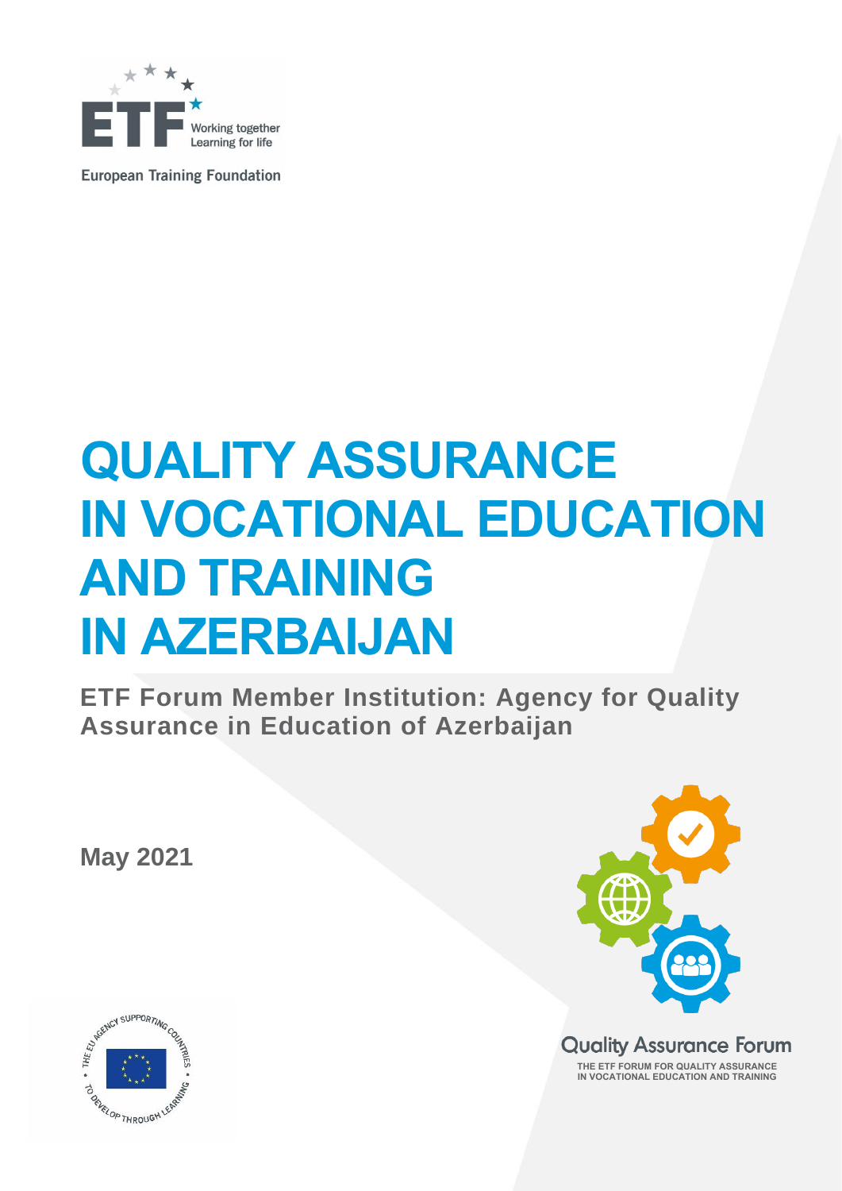European Training Foundation

# QUALITY ASSURANCE IN VOCATIONAL EDUCATION AND TRAINING IN AZERBAIJAN

## ETF Forum Member Institution: Agency for Quality Assurance in Education of Azerbaijan

**May 2021**

Quality Assurance Forum

THE ETF FORUM FOR QUALITY ASSURANCE IN VOCATIONAL EDUCATION AND TRAINING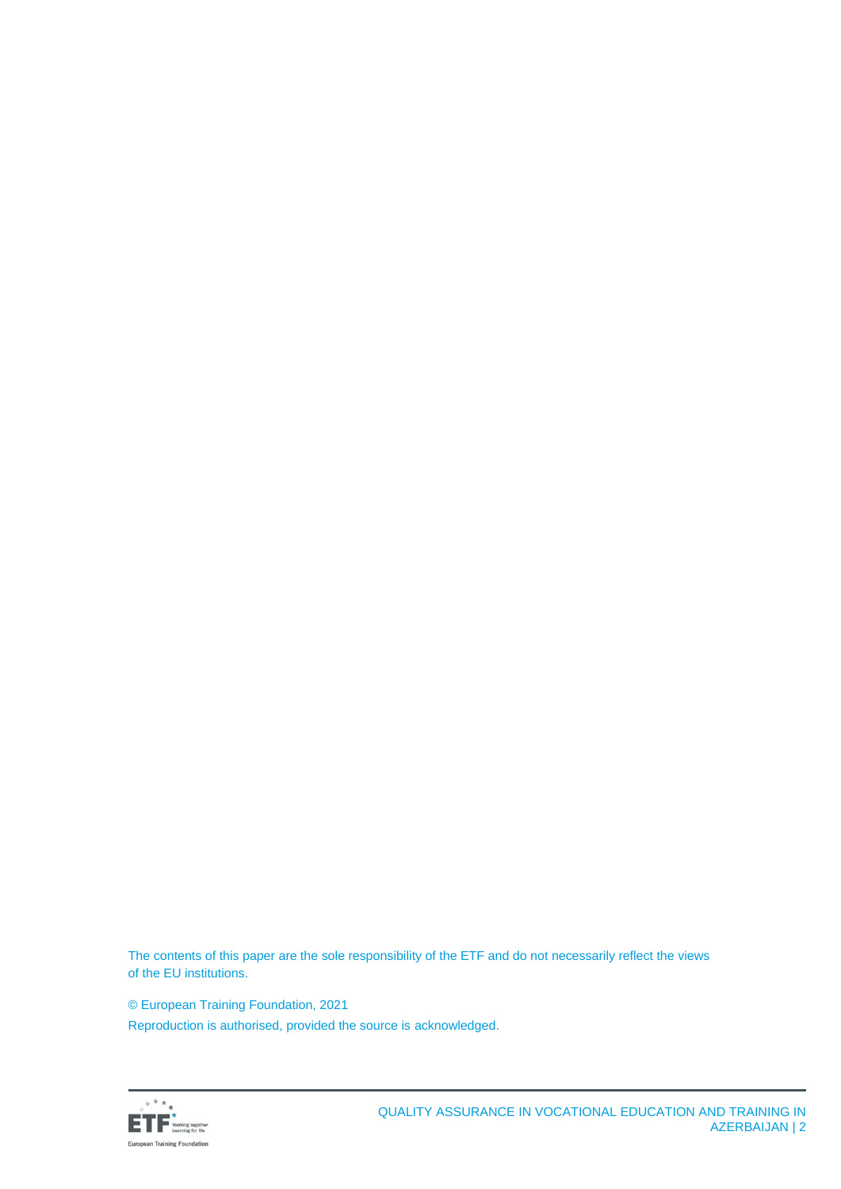The contents of this paper are the sole responsibility of the ETF and do not necessarily reflect the views of the EU institutions.

© European Training Foundation, 2021

Reproduction is authorised, provided the source is acknowledged.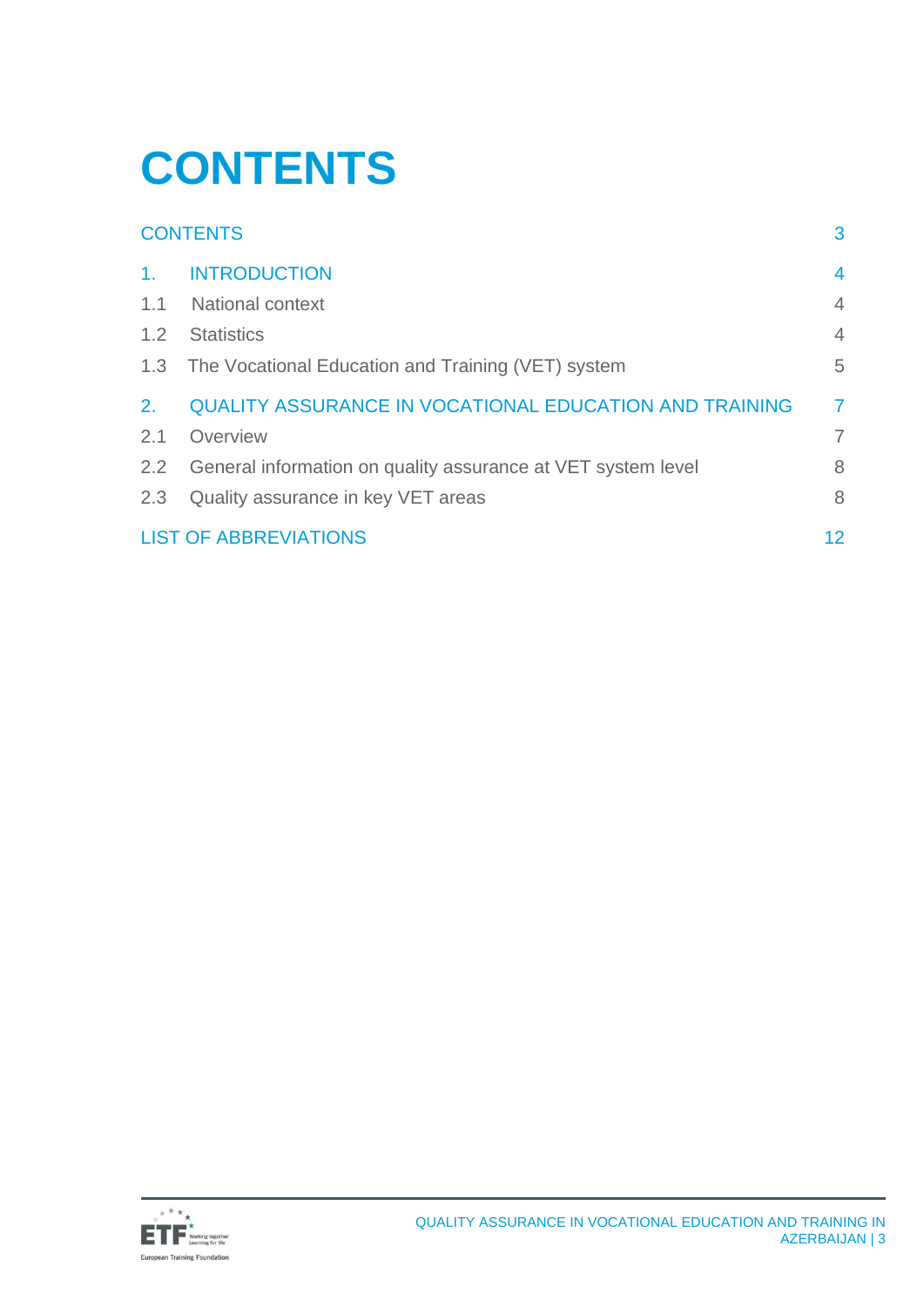# CONTENTS

| | |
|---|---|
| CONTENTS | 3 |
| 1. INTRODUCTION | 4 |
| 1.1 National context | 4 |
| 1.2 Statistics | 4 |
| 1.3 The Vocational Education and Training (VET) system | 5 |
| 2. QUALITY ASSURANCE IN VOCATIONAL EDUCATION AND TRAINING | 7 |
| 2.1 Overview | 7 |
| 2.2 General information on quality assurance at VET system level | 8 |
| 2.3 Quality assurance in key VET areas | 8 |
| LIST OF ABBREVIATIONS | 12 |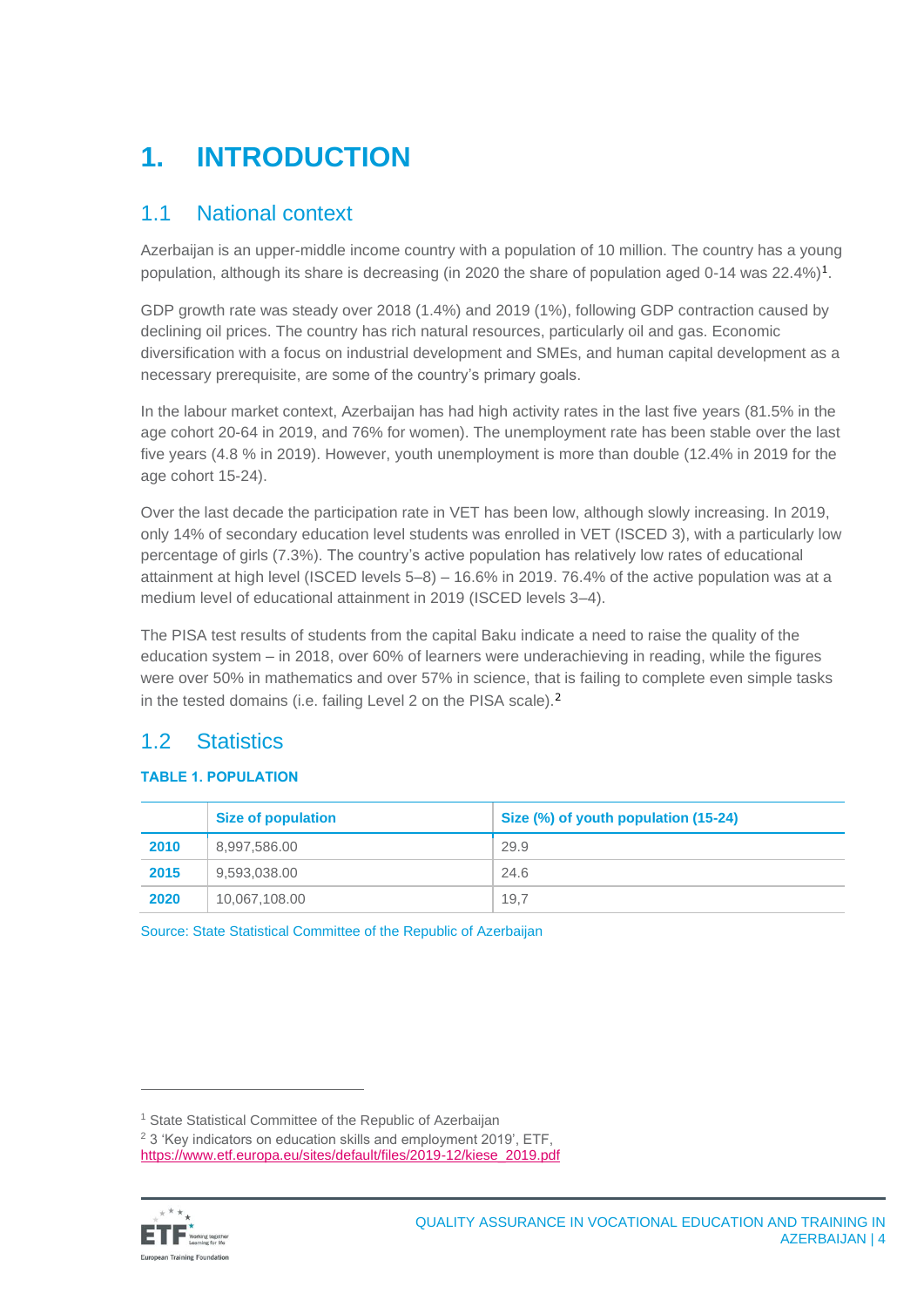# 1. INTRODUCTION

## 1.1 National context

Azerbaijan is an upper-middle income country with a population of 10 million. The country has a young population, although its share is decreasing (in 2020 the share of population aged 0-14 was 22.4%)[1].

GDP growth rate was steady over 2018 (1.4%) and 2019 (1%), following GDP contraction caused by declining oil prices. The country has rich natural resources, particularly oil and gas. Economic diversification with a focus on industrial development and SMEs, and human capital development as a necessary prerequisite, are some of the country's primary goals.

In the labour market context, Azerbaijan has had high activity rates in the last five years (81.5% in the age cohort 20-64 in 2019, and 76% for women). The unemployment rate has been stable over the last five years (4.8 % in 2019). However, youth unemployment is more than double (12.4% in 2019 for the age cohort 15-24).

Over the last decade the participation rate in VET has been low, although slowly increasing. In 2019, only 14% of secondary education level students was enrolled in VET (ISCED 3), with a particularly low percentage of girls (7.3%). The country's active population has relatively low rates of educational attainment at high level (ISCED levels 5–8) – 16.6% in 2019. 76.4% of the active population was at a medium level of educational attainment in 2019 (ISCED levels 3–4).

The PISA test results of students from the capital Baku indicate a need to raise the quality of the education system – in 2018, over 60% of learners were underachieving in reading, while the figures were over 50% in mathematics and over 57% in science, that is failing to complete even simple tasks in the tested domains (i.e. failing Level 2 on the PISA scale).[2]

## 1.2 Statistics

**TABLE 1. POPULATION**

| | Size of population | Size (%) of youth population (15-24) |
|---|---|---|
| **2010** | 8,997,586.00 | 29.9 |
| **2015** | 9,593,038.00 | 24.6 |
| **2020** | 10,067,108.00 | 19,7 |

Source: State Statistical Committee of the Republic of Azerbaijan

---

[1] State Statistical Committee of the Republic of Azerbaijan

[2] 3 'Key indicators on education skills and employment 2019', ETF, https://www.etf.europa.eu/sites/default/files/2019-12/kiese_2019.pdf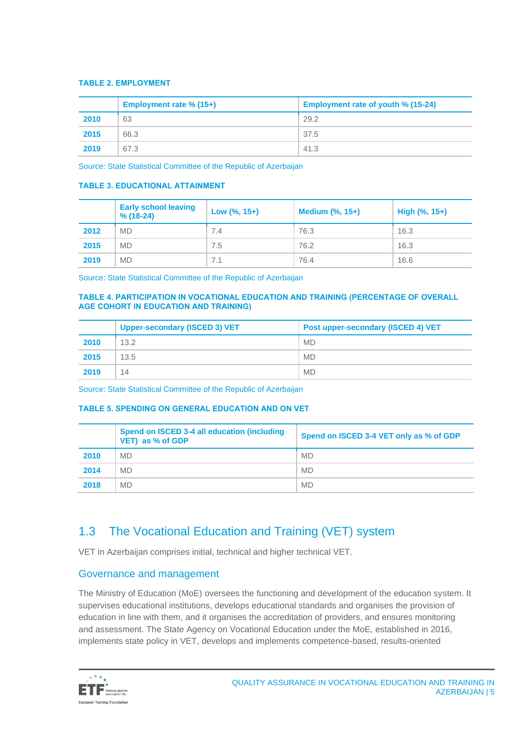**TABLE 2. EMPLOYMENT**

| | Employment rate % (15+) | Employment rate of youth % (15-24) |
|---|---|---|
| **2010** | 63 | 29.2 |
| **2015** | 66.3 | 37.5 |
| **2019** | 67.3 | 41.3 |

Source: State Statistical Committee of the Republic of Azerbaijan

**TABLE 3. EDUCATIONAL ATTAINMENT**

| | Early school leaving % (18-24) | Low (%, 15+) | Medium (%, 15+) | High (%, 15+) |
|---|---|---|---|---|
| **2012** | MD | 7.4 | 76.3 | 16.3 |
| **2015** | MD | 7.5 | 76.2 | 16.3 |
| **2019** | MD | 7.1 | 76.4 | 16.6 |

Source: State Statistical Committee of the Republic of Azerbaijan

**TABLE 4. PARTICIPATION IN VOCATIONAL EDUCATION AND TRAINING (PERCENTAGE OF OVERALL AGE COHORT IN EDUCATION AND TRAINING)**

| | Upper-secondary (ISCED 3) VET | Post upper-secondary (ISCED 4) VET |
|---|---|---|
| **2010** | 13.2 | MD |
| **2015** | 13.5 | MD |
| **2019** | 14 | MD |

Source: State Statistical Committee of the Republic of Azerbaijan

**TABLE 5. SPENDING ON GENERAL EDUCATION AND ON VET**

| | Spend on ISCED 3-4 all education (including VET) as % of GDP | Spend on ISCED 3-4 VET only as % of GDP |
|---|---|---|
| **2010** | MD | MD |
| **2014** | MD | MD |
| **2018** | MD | MD |

## 1.3 The Vocational Education and Training (VET) system

VET in Azerbaijan comprises initial, technical and higher technical VET.

### Governance and management

The Ministry of Education (MoE) oversees the functioning and development of the education system. It supervises educational institutions, develops educational standards and organises the provision of education in line with them, and it organises the accreditation of providers, and ensures monitoring and assessment. The State Agency on Vocational Education under the MoE, established in 2016, implements state policy in VET, develops and implements competence-based, results-oriented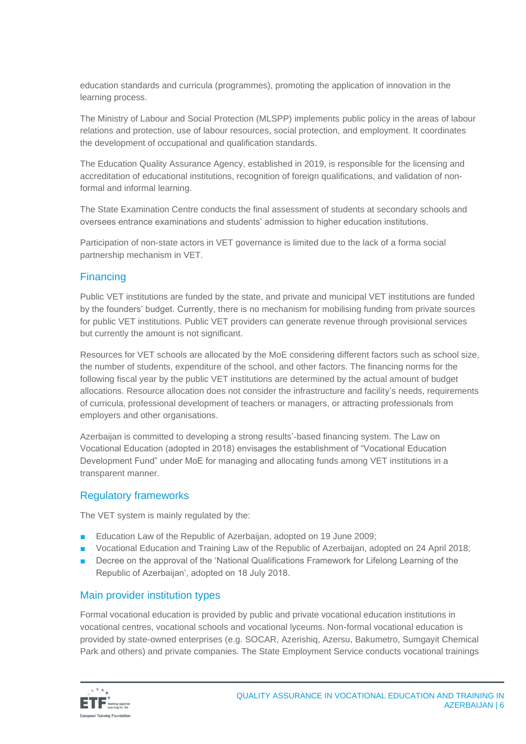education standards and curricula (programmes), promoting the application of innovation in the learning process.

The Ministry of Labour and Social Protection (MLSPP) implements public policy in the areas of labour relations and protection, use of labour resources, social protection, and employment. It coordinates the development of occupational and qualification standards.

The Education Quality Assurance Agency, established in 2019, is responsible for the licensing and accreditation of educational institutions, recognition of foreign qualifications, and validation of non-formal and informal learning.

The State Examination Centre conducts the final assessment of students at secondary schools and oversees entrance examinations and students' admission to higher education institutions.

Participation of non-state actors in VET governance is limited due to the lack of a forma social partnership mechanism in VET.

## Financing

Public VET institutions are funded by the state, and private and municipal VET institutions are funded by the founders' budget. Currently, there is no mechanism for mobilising funding from private sources for public VET institutions. Public VET providers can generate revenue through provisional services but currently the amount is not significant.

Resources for VET schools are allocated by the MoE considering different factors such as school size, the number of students, expenditure of the school, and other factors. The financing norms for the following fiscal year by the public VET institutions are determined by the actual amount of budget allocations. Resource allocation does not consider the infrastructure and facility's needs, requirements of curricula, professional development of teachers or managers, or attracting professionals from employers and other organisations.

Azerbaijan is committed to developing a strong results'-based financing system. The Law on Vocational Education (adopted in 2018) envisages the establishment of "Vocational Education Development Fund" under MoE for managing and allocating funds among VET institutions in a transparent manner.

## Regulatory frameworks

The VET system is mainly regulated by the:

- Education Law of the Republic of Azerbaijan, adopted on 19 June 2009;
- Vocational Education and Training Law of the Republic of Azerbaijan, adopted on 24 April 2018;
- Decree on the approval of the 'National Qualifications Framework for Lifelong Learning of the Republic of Azerbaijan', adopted on 18 July 2018.

## Main provider institution types

Formal vocational education is provided by public and private vocational education institutions in vocational centres, vocational schools and vocational lyceums. Non-formal vocational education is provided by state-owned enterprises (e.g. SOCAR, Azerishiq, Azersu, Bakumetro, Sumgayit Chemical Park and others) and private companies. The State Employment Service conducts vocational trainings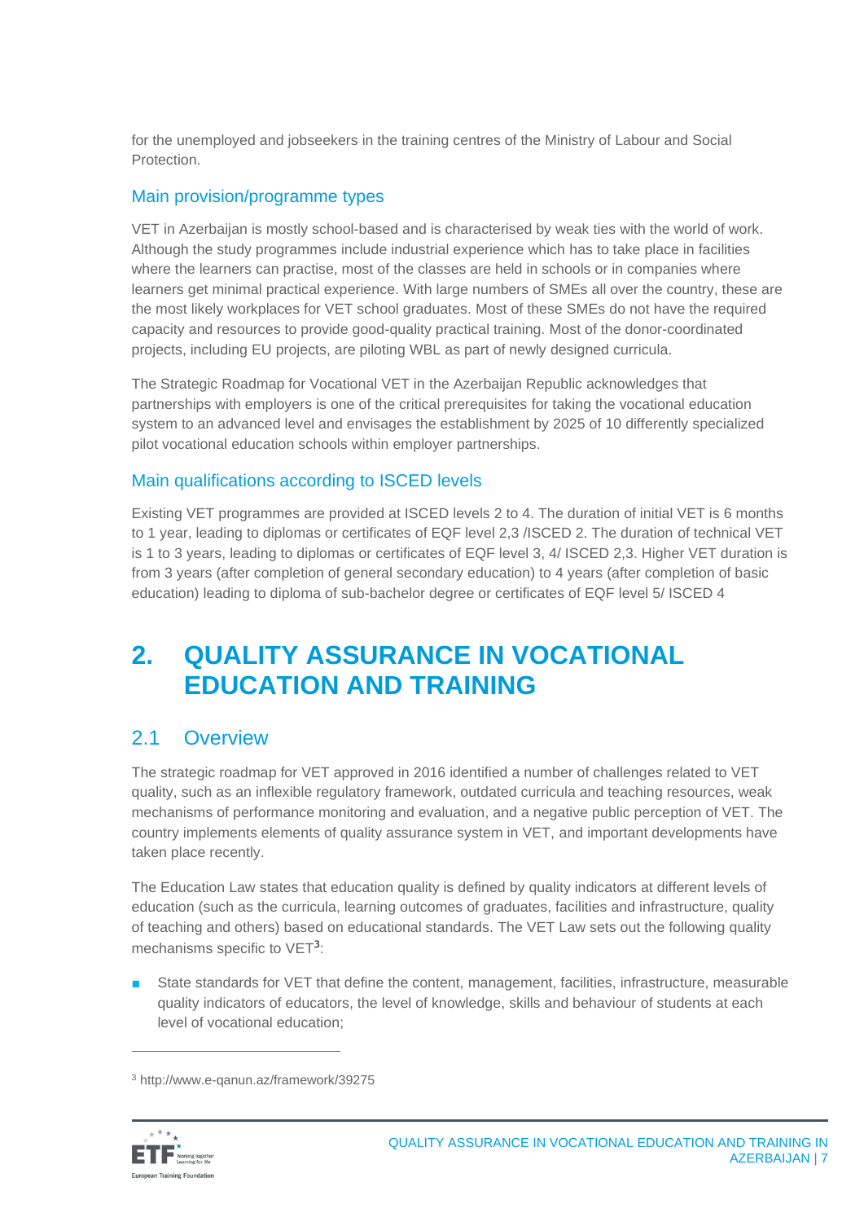for the unemployed and jobseekers in the training centres of the Ministry of Labour and Social Protection.

### Main provision/programme types

VET in Azerbaijan is mostly school-based and is characterised by weak ties with the world of work. Although the study programmes include industrial experience which has to take place in facilities where the learners can practise, most of the classes are held in schools or in companies where learners get minimal practical experience. With large numbers of SMEs all over the country, these are the most likely workplaces for VET school graduates. Most of these SMEs do not have the required capacity and resources to provide good-quality practical training. Most of the donor-coordinated projects, including EU projects, are piloting WBL as part of newly designed curricula.

The Strategic Roadmap for Vocational VET in the Azerbaijan Republic acknowledges that partnerships with employers is one of the critical prerequisites for taking the vocational education system to an advanced level and envisages the establishment by 2025 of 10 differently specialized pilot vocational education schools within employer partnerships.

### Main qualifications according to ISCED levels

Existing VET programmes are provided at ISCED levels 2 to 4. The duration of initial VET is 6 months to 1 year, leading to diplomas or certificates of EQF level 2,3 /ISCED 2. The duration of technical VET is 1 to 3 years, leading to diplomas or certificates of EQF level 3, 4/ ISCED 2,3. Higher VET duration is from 3 years (after completion of general secondary education) to 4 years (after completion of basic education) leading to diploma of sub-bachelor degree or certificates of EQF level 5/ ISCED 4

# 2. QUALITY ASSURANCE IN VOCATIONAL EDUCATION AND TRAINING

## 2.1 Overview

The strategic roadmap for VET approved in 2016 identified a number of challenges related to VET quality, such as an inflexible regulatory framework, outdated curricula and teaching resources, weak mechanisms of performance monitoring and evaluation, and a negative public perception of VET. The country implements elements of quality assurance system in VET, and important developments have taken place recently.

The Education Law states that education quality is defined by quality indicators at different levels of education (such as the curricula, learning outcomes of graduates, facilities and infrastructure, quality of teaching and others) based on educational standards. The VET Law sets out the following quality mechanisms specific to VET[3]:

- State standards for VET that define the content, management, facilities, infrastructure, measurable quality indicators of educators, the level of knowledge, skills and behaviour of students at each level of vocational education;

[3] http://www.e-qanun.az/framework/39275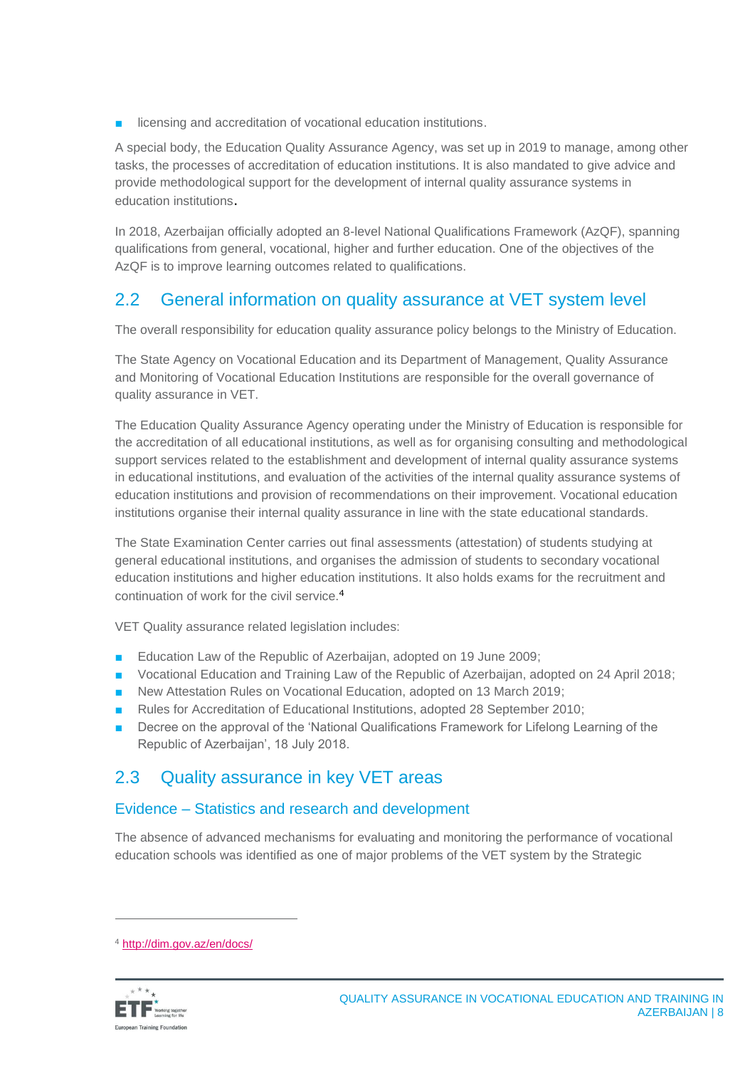- licensing and accreditation of vocational education institutions.

A special body, the Education Quality Assurance Agency, was set up in 2019 to manage, among other tasks, the processes of accreditation of education institutions. It is also mandated to give advice and provide methodological support for the development of internal quality assurance systems in education institutions.

In 2018, Azerbaijan officially adopted an 8-level National Qualifications Framework (AzQF), spanning qualifications from general, vocational, higher and further education. One of the objectives of the AzQF is to improve learning outcomes related to qualifications.

## 2.2 General information on quality assurance at VET system level

The overall responsibility for education quality assurance policy belongs to the Ministry of Education.

The State Agency on Vocational Education and its Department of Management, Quality Assurance and Monitoring of Vocational Education Institutions are responsible for the overall governance of quality assurance in VET.

The Education Quality Assurance Agency operating under the Ministry of Education is responsible for the accreditation of all educational institutions, as well as for organising consulting and methodological support services related to the establishment and development of internal quality assurance systems in educational institutions, and evaluation of the activities of the internal quality assurance systems of education institutions and provision of recommendations on their improvement. Vocational education institutions organise their internal quality assurance in line with the state educational standards.

The State Examination Center carries out final assessments (attestation) of students studying at general educational institutions, and organises the admission of students to secondary vocational education institutions and higher education institutions. It also holds exams for the recruitment and continuation of work for the civil service.[4]

VET Quality assurance related legislation includes:

- Education Law of the Republic of Azerbaijan, adopted on 19 June 2009;
- Vocational Education and Training Law of the Republic of Azerbaijan, adopted on 24 April 2018;
- New Attestation Rules on Vocational Education, adopted on 13 March 2019;
- Rules for Accreditation of Educational Institutions, adopted 28 September 2010;
- Decree on the approval of the 'National Qualifications Framework for Lifelong Learning of the Republic of Azerbaijan', 18 July 2018.

## 2.3 Quality assurance in key VET areas

### Evidence – Statistics and research and development

The absence of advanced mechanisms for evaluating and monitoring the performance of vocational education schools was identified as one of major problems of the VET system by the Strategic

[4] http://dim.gov.az/en/docs/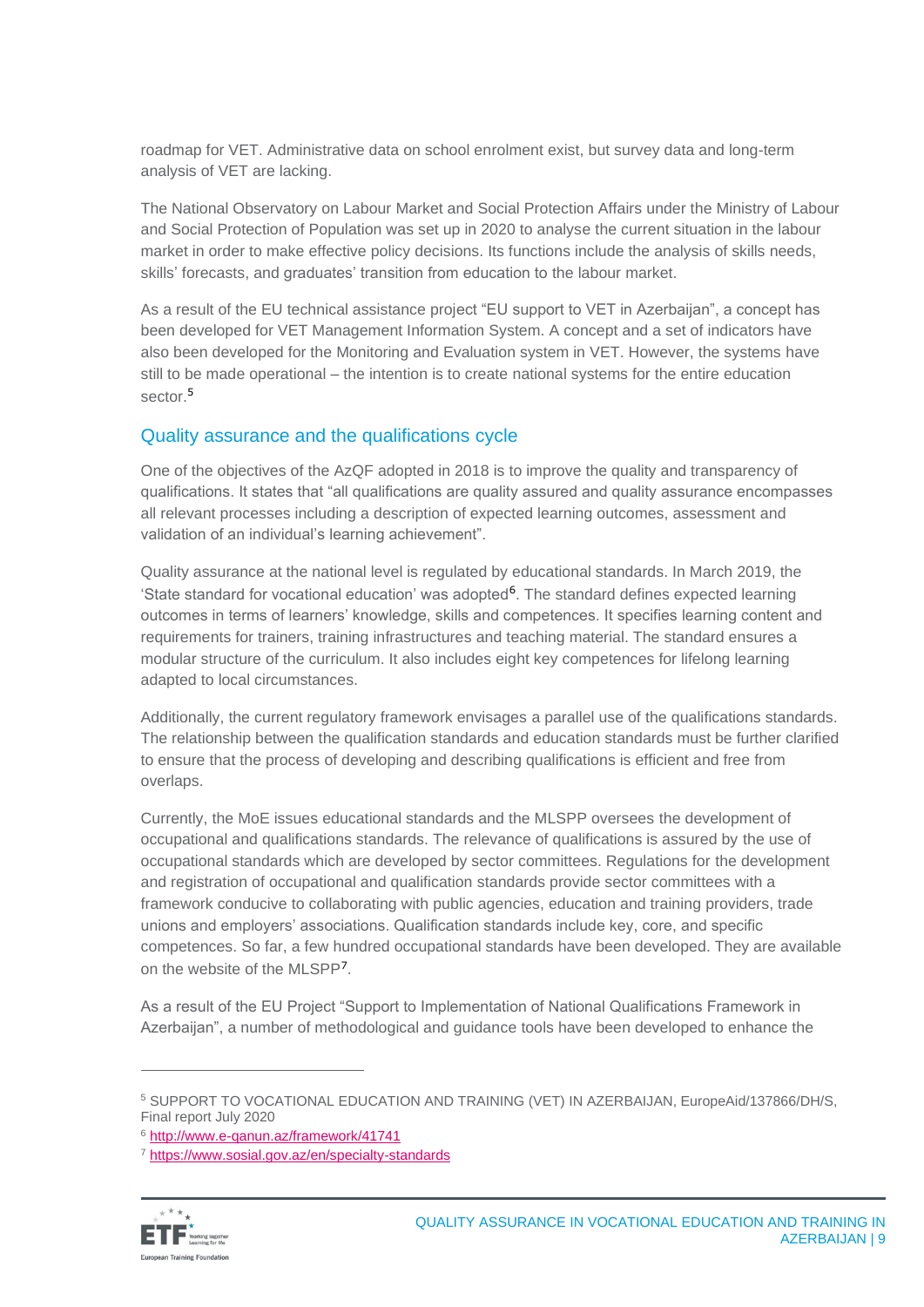roadmap for VET. Administrative data on school enrolment exist, but survey data and long-term analysis of VET are lacking.

The National Observatory on Labour Market and Social Protection Affairs under the Ministry of Labour and Social Protection of Population was set up in 2020 to analyse the current situation in the labour market in order to make effective policy decisions. Its functions include the analysis of skills needs, skills' forecasts, and graduates' transition from education to the labour market.

As a result of the EU technical assistance project "EU support to VET in Azerbaijan", a concept has been developed for VET Management Information System. A concept and a set of indicators have also been developed for the Monitoring and Evaluation system in VET. However, the systems have still to be made operational – the intention is to create national systems for the entire education sector.[5]

## Quality assurance and the qualifications cycle

One of the objectives of the AzQF adopted in 2018 is to improve the quality and transparency of qualifications. It states that "all qualifications are quality assured and quality assurance encompasses all relevant processes including a description of expected learning outcomes, assessment and validation of an individual's learning achievement".

Quality assurance at the national level is regulated by educational standards. In March 2019, the 'State standard for vocational education' was adopted[6]. The standard defines expected learning outcomes in terms of learners' knowledge, skills and competences. It specifies learning content and requirements for trainers, training infrastructures and teaching material. The standard ensures a modular structure of the curriculum. It also includes eight key competences for lifelong learning adapted to local circumstances.

Additionally, the current regulatory framework envisages a parallel use of the qualifications standards. The relationship between the qualification standards and education standards must be further clarified to ensure that the process of developing and describing qualifications is efficient and free from overlaps.

Currently, the MoE issues educational standards and the MLSPP oversees the development of occupational and qualifications standards. The relevance of qualifications is assured by the use of occupational standards which are developed by sector committees. Regulations for the development and registration of occupational and qualification standards provide sector committees with a framework conducive to collaborating with public agencies, education and training providers, trade unions and employers' associations. Qualification standards include key, core, and specific competences. So far, a few hundred occupational standards have been developed. They are available on the website of the MLSPP[7].

As a result of the EU Project "Support to Implementation of National Qualifications Framework in Azerbaijan", a number of methodological and guidance tools have been developed to enhance the

---

[5] SUPPORT TO VOCATIONAL EDUCATION AND TRAINING (VET) IN AZERBAIJAN, EuropeAid/137866/DH/S, Final report July 2020

[6] http://www.e-qanun.az/framework/41741

[7] https://www.sosial.gov.az/en/specialty-standards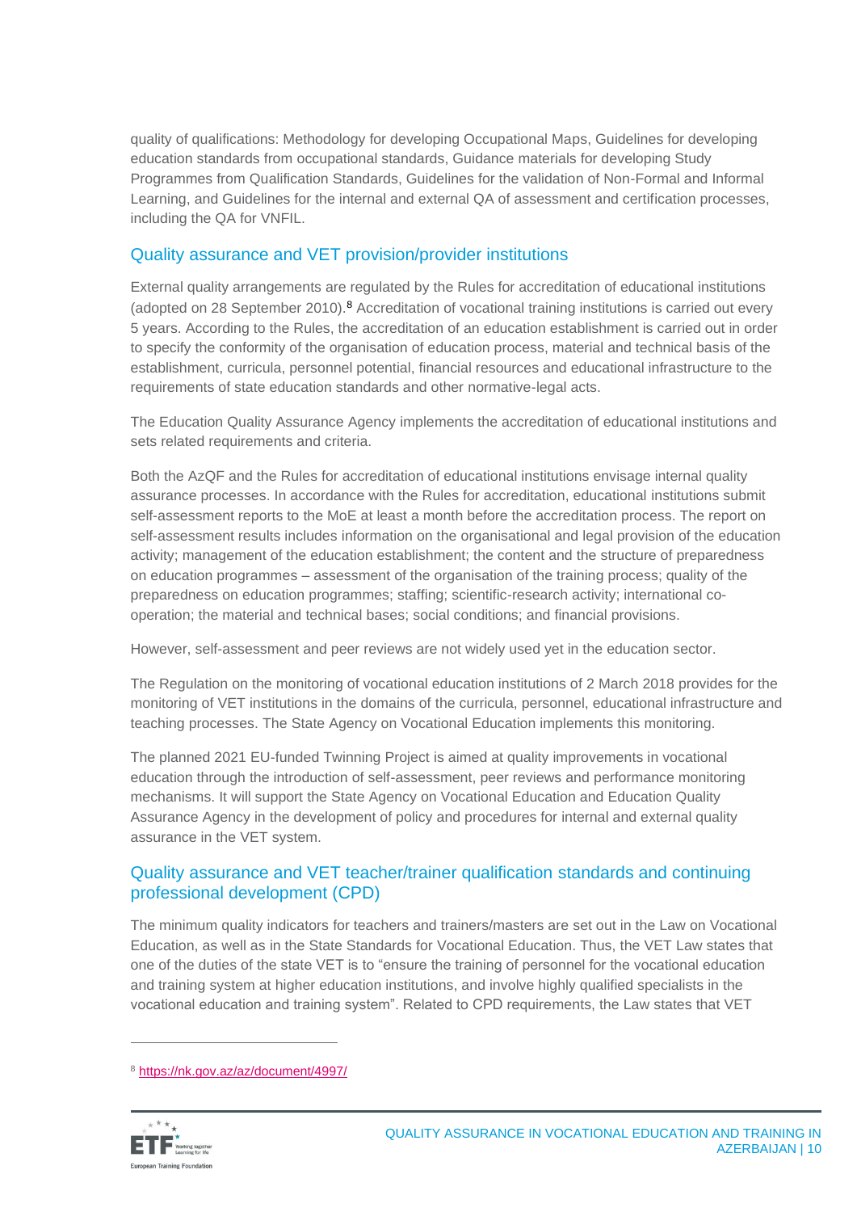quality of qualifications: Methodology for developing Occupational Maps, Guidelines for developing education standards from occupational standards, Guidance materials for developing Study Programmes from Qualification Standards, Guidelines for the validation of Non-Formal and Informal Learning, and Guidelines for the internal and external QA of assessment and certification processes, including the QA for VNFIL.

## Quality assurance and VET provision/provider institutions

External quality arrangements are regulated by the Rules for accreditation of educational institutions (adopted on 28 September 2010).[8] Accreditation of vocational training institutions is carried out every 5 years. According to the Rules, the accreditation of an education establishment is carried out in order to specify the conformity of the organisation of education process, material and technical basis of the establishment, curricula, personnel potential, financial resources and educational infrastructure to the requirements of state education standards and other normative-legal acts.

The Education Quality Assurance Agency implements the accreditation of educational institutions and sets related requirements and criteria.

Both the AzQF and the Rules for accreditation of educational institutions envisage internal quality assurance processes. In accordance with the Rules for accreditation, educational institutions submit self-assessment reports to the MoE at least a month before the accreditation process. The report on self-assessment results includes information on the organisational and legal provision of the education activity; management of the education establishment; the content and the structure of preparedness on education programmes – assessment of the organisation of the training process; quality of the preparedness on education programmes; staffing; scientific-research activity; international co-operation; the material and technical bases; social conditions; and financial provisions.

However, self-assessment and peer reviews are not widely used yet in the education sector.

The Regulation on the monitoring of vocational education institutions of 2 March 2018 provides for the monitoring of VET institutions in the domains of the curricula, personnel, educational infrastructure and teaching processes. The State Agency on Vocational Education implements this monitoring.

The planned 2021 EU-funded Twinning Project is aimed at quality improvements in vocational education through the introduction of self-assessment, peer reviews and performance monitoring mechanisms. It will support the State Agency on Vocational Education and Education Quality Assurance Agency in the development of policy and procedures for internal and external quality assurance in the VET system.

## Quality assurance and VET teacher/trainer qualification standards and continuing professional development (CPD)

The minimum quality indicators for teachers and trainers/masters are set out in the Law on Vocational Education, as well as in the State Standards for Vocational Education. Thus, the VET Law states that one of the duties of the state VET is to "ensure the training of personnel for the vocational education and training system at higher education institutions, and involve highly qualified specialists in the vocational education and training system". Related to CPD requirements, the Law states that VET

[8] https://nk.gov.az/az/document/4997/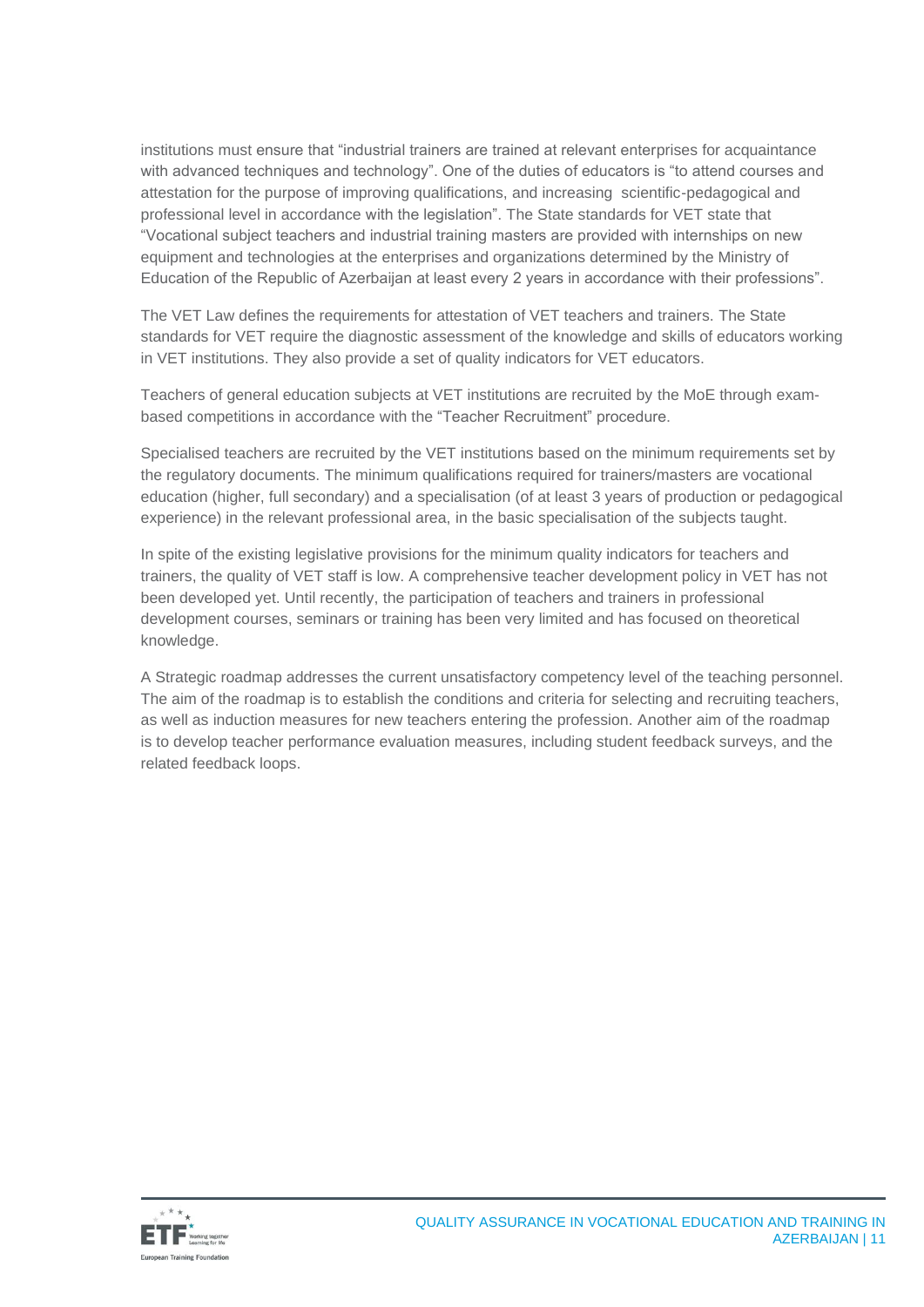institutions must ensure that "industrial trainers are trained at relevant enterprises for acquaintance with advanced techniques and technology". One of the duties of educators is "to attend courses and attestation for the purpose of improving qualifications, and increasing scientific-pedagogical and professional level in accordance with the legislation". The State standards for VET state that "Vocational subject teachers and industrial training masters are provided with internships on new equipment and technologies at the enterprises and organizations determined by the Ministry of Education of the Republic of Azerbaijan at least every 2 years in accordance with their professions".

The VET Law defines the requirements for attestation of VET teachers and trainers. The State standards for VET require the diagnostic assessment of the knowledge and skills of educators working in VET institutions. They also provide a set of quality indicators for VET educators.

Teachers of general education subjects at VET institutions are recruited by the MoE through exam-based competitions in accordance with the "Teacher Recruitment" procedure.

Specialised teachers are recruited by the VET institutions based on the minimum requirements set by the regulatory documents. The minimum qualifications required for trainers/masters are vocational education (higher, full secondary) and a specialisation (of at least 3 years of production or pedagogical experience) in the relevant professional area, in the basic specialisation of the subjects taught.

In spite of the existing legislative provisions for the minimum quality indicators for teachers and trainers, the quality of VET staff is low. A comprehensive teacher development policy in VET has not been developed yet. Until recently, the participation of teachers and trainers in professional development courses, seminars or training has been very limited and has focused on theoretical knowledge.

A Strategic roadmap addresses the current unsatisfactory competency level of the teaching personnel. The aim of the roadmap is to establish the conditions and criteria for selecting and recruiting teachers, as well as induction measures for new teachers entering the profession. Another aim of the roadmap is to develop teacher performance evaluation measures, including student feedback surveys, and the related feedback loops.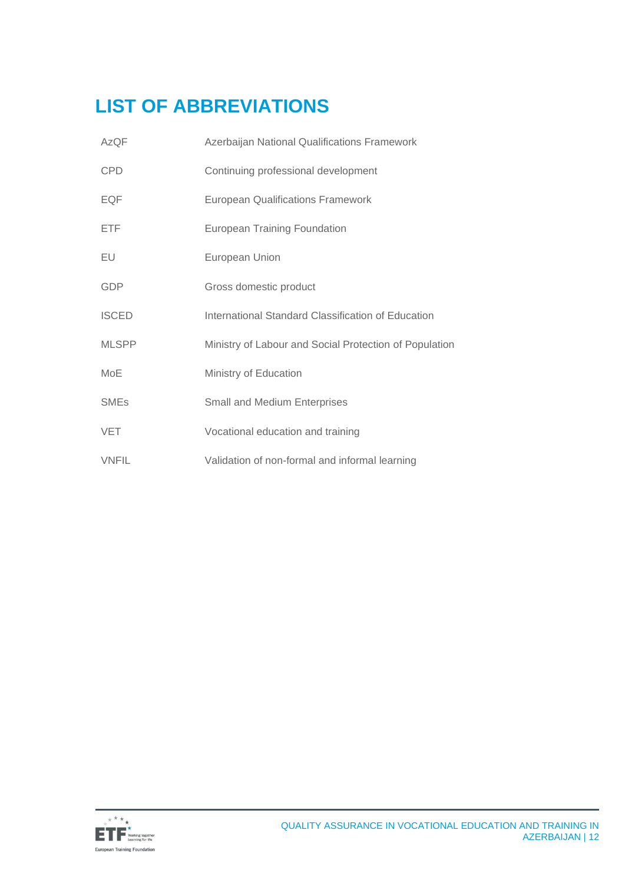# LIST OF ABBREVIATIONS

| | |
|---|---|
| AzQF | Azerbaijan National Qualifications Framework |
| CPD | Continuing professional development |
| EQF | European Qualifications Framework |
| ETF | European Training Foundation |
| EU | European Union |
| GDP | Gross domestic product |
| ISCED | International Standard Classification of Education |
| MLSPP | Ministry of Labour and Social Protection of Population |
| MoE | Ministry of Education |
| SMEs | Small and Medium Enterprises |
| VET | Vocational education and training |
| VNFIL | Validation of non-formal and informal learning |